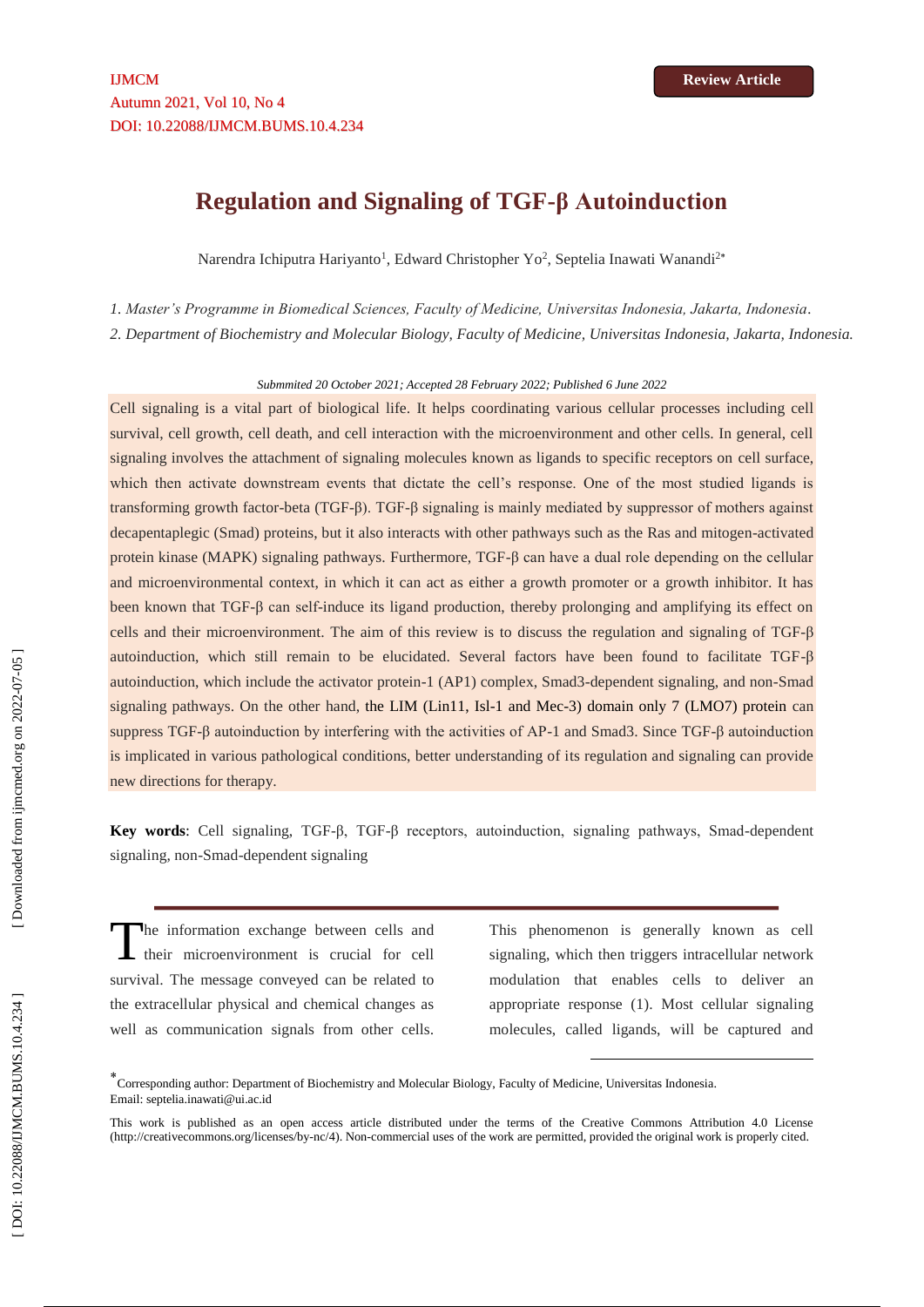Review Article

# Regulation and Signaling of TGF-β Autoinduction

Narendra Ichiputra Hariyanto[1], Edward Christopher Yo[2], Septelia Inawati Wanandi[2*]

*1. Master's Programme in Biomedical Sciences, Faculty of Medicine, Universitas Indonesia, Jakarta, Indonesia.*

*2. Department of Biochemistry and Molecular Biology, Faculty of Medicine, Universitas Indonesia, Jakarta, Indonesia.*

*Submmited 20 October 2021; Accepted 28 February 2022; Published 6 June 2022*

Cell signaling is a vital part of biological life. It helps coordinating various cellular processes including cell survival, cell growth, cell death, and cell interaction with the microenvironment and other cells. In general, cell signaling involves the attachment of signaling molecules known as ligands to specific receptors on cell surface, which then activate downstream events that dictate the cell's response. One of the most studied ligands is transforming growth factor-beta (TGF-β). TGF-β signaling is mainly mediated by suppressor of mothers against decapentaplegic (Smad) proteins, but it also interacts with other pathways such as the Ras and mitogen-activated protein kinase (MAPK) signaling pathways. Furthermore, TGF-β can have a dual role depending on the cellular and microenvironmental context, in which it can act as either a growth promoter or a growth inhibitor. It has been known that TGF-β can self-induce its ligand production, thereby prolonging and amplifying its effect on cells and their microenvironment. The aim of this review is to discuss the regulation and signaling of TGF-β autoinduction, which still remain to be elucidated. Several factors have been found to facilitate TGF-β autoinduction, which include the activator protein-1 (AP1) complex, Smad3-dependent signaling, and non-Smad signaling pathways. On the other hand, the LIM (Lin11, Isl-1 and Mec-3) domain only 7 (LMO7) protein can suppress TGF-β autoinduction by interfering with the activities of AP-1 and Smad3. Since TGF-β autoinduction is implicated in various pathological conditions, better understanding of its regulation and signaling can provide new directions for therapy.

**Key words**: Cell signaling, TGF-β, TGF-β receptors, autoinduction, signaling pathways, Smad-dependent signaling, non-Smad-dependent signaling

The information exchange between cells and their microenvironment is crucial for cell survival. The message conveyed can be related to the extracellular physical and chemical changes as well as communication signals from other cells. This phenomenon is generally known as cell signaling, which then triggers intracellular network modulation that enables cells to deliver an appropriate response (1). Most cellular signaling molecules, called ligands, will be captured and

*Corresponding author: Department of Biochemistry and Molecular Biology, Faculty of Medicine, Universitas Indonesia. Email: septelia.inawati@ui.ac.id

This work is published as an open access article distributed under the terms of the Creative Commons Attribution 4.0 License (http://creativecommons.org/licenses/by-nc/4). Non-commercial uses of the work are permitted, provided the original work is properly cited.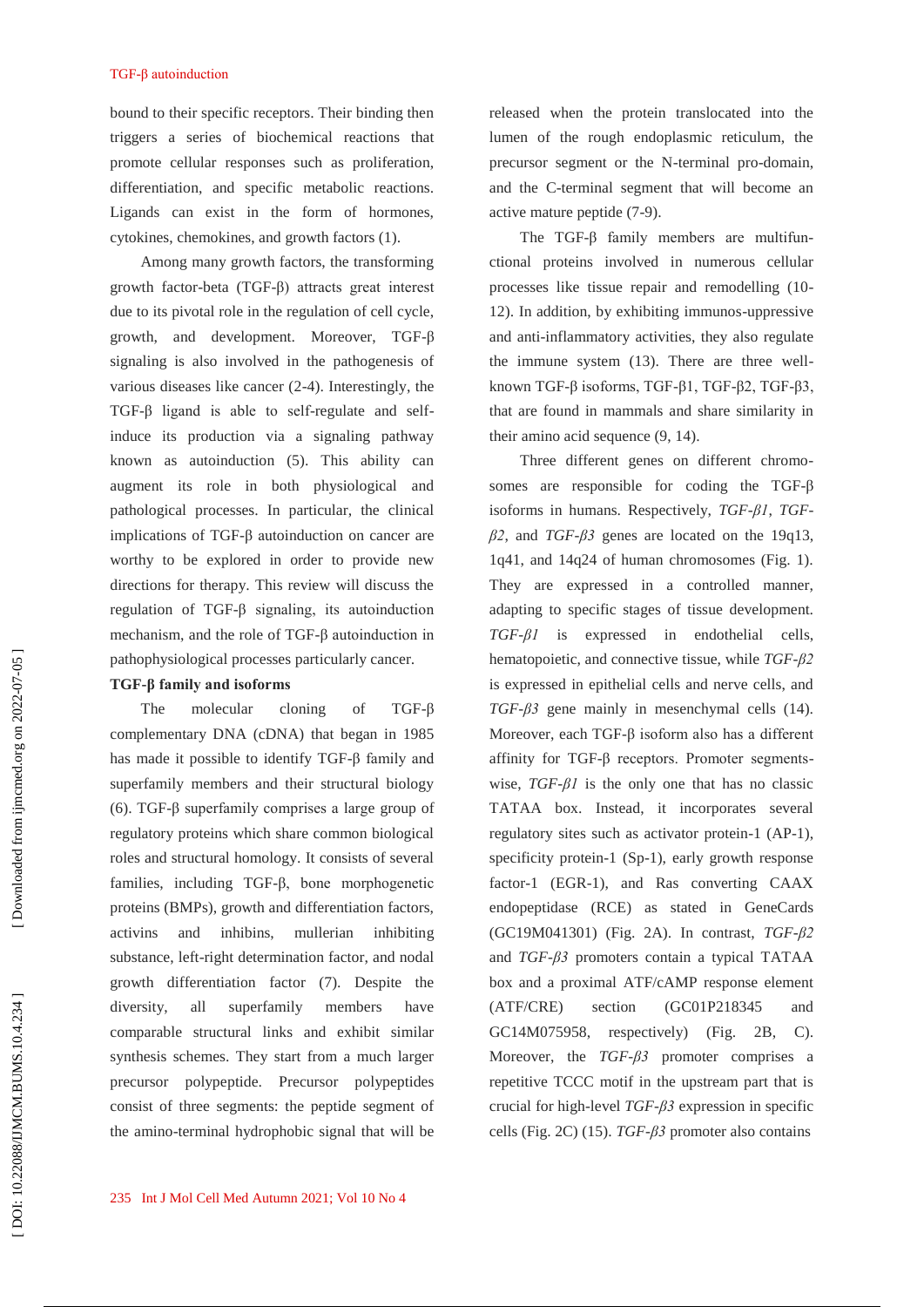bound to their specific receptors. Their binding then triggers a series of biochemical reactions that promote cellular responses such as proliferation, differentiation, and specific metabolic reactions. Ligands can exist in the form of hormones, cytokines, chemokines, and growth factors (1).

Among many growth factors, the transforming growth factor-beta (TGF-β) attracts great interest due to its pivotal role in the regulation of cell cycle, growth, and development. Moreover, TGF-β signaling is also involved in the pathogenesis of various diseases like cancer (2-4). Interestingly, the TGF-β ligand is able to self-regulate and self-induce its production via a signaling pathway known as autoinduction (5). This ability can augment its role in both physiological and pathological processes. In particular, the clinical implications of TGF-β autoinduction on cancer are worthy to be explored in order to provide new directions for therapy. This review will discuss the regulation of TGF-β signaling, its autoinduction mechanism, and the role of TGF-β autoinduction in pathophysiological processes particularly cancer.

**TGF-β family and isoforms**

The molecular cloning of TGF-β complementary DNA (cDNA) that began in 1985 has made it possible to identify TGF-β family and superfamily members and their structural biology (6). TGF-β superfamily comprises a large group of regulatory proteins which share common biological roles and structural homology. It consists of several families, including TGF-β, bone morphogenetic proteins (BMPs), growth and differentiation factors, activins and inhibins, mullerian inhibiting substance, left-right determination factor, and nodal growth differentiation factor (7). Despite the diversity, all superfamily members have comparable structural links and exhibit similar synthesis schemes. They start from a much larger precursor polypeptide. Precursor polypeptides consist of three segments: the peptide segment of the amino-terminal hydrophobic signal that will be released when the protein translocated into the lumen of the rough endoplasmic reticulum, the precursor segment or the N-terminal pro-domain, and the C-terminal segment that will become an active mature peptide (7-9).

The TGF-β family members are multifunctional proteins involved in numerous cellular processes like tissue repair and remodelling (10-12). In addition, by exhibiting immunos-uppressive and anti-inflammatory activities, they also regulate the immune system (13). There are three well-known TGF-β isoforms, TGF-β1, TGF-β2, TGF-β3, that are found in mammals and share similarity in their amino acid sequence (9, 14).

Three different genes on different chromosomes are responsible for coding the TGF-β isoforms in humans. Respectively, *TGF-β1*, *TGF-β2*, and *TGF-β3* genes are located on the 19q13, 1q41, and 14q24 of human chromosomes (Fig. 1). They are expressed in a controlled manner, adapting to specific stages of tissue development. *TGF-β1* is expressed in endothelial cells, hematopoietic, and connective tissue, while *TGF-β2* is expressed in epithelial cells and nerve cells, and *TGF-β3* gene mainly in mesenchymal cells (14). Moreover, each TGF-β isoform also has a different affinity for TGF-β receptors. Promoter segments-wise, *TGF-β1* is the only one that has no classic TATAA box. Instead, it incorporates several regulatory sites such as activator protein-1 (AP-1), specificity protein-1 (Sp-1), early growth response factor-1 (EGR-1), and Ras converting CAAX endopeptidase (RCE) as stated in GeneCards (GC19M041301) (Fig. 2A). In contrast, *TGF-β2* and *TGF-β3* promoters contain a typical TATAA box and a proximal ATF/cAMP response element (ATF/CRE) section (GC01P218345 and GC14M075958, respectively) (Fig. 2B, C). Moreover, the *TGF-β3* promoter comprises a repetitive TCCC motif in the upstream part that is crucial for high-level *TGF-β3* expression in specific cells (Fig. 2C) (15). *TGF-β3* promoter also contains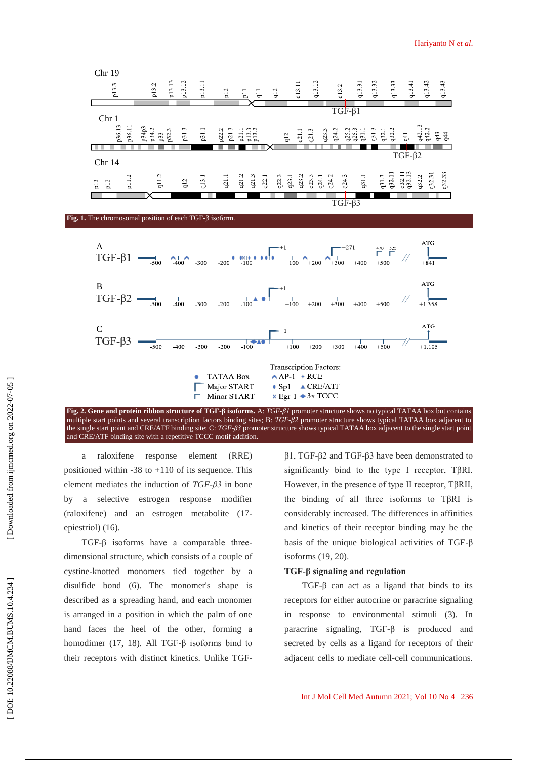**Fig. 1.** The chromosomal position of each TGF-β isoform.

**Fig. 2. Gene and protein ribbon structure of TGF-β isoforms.** A: *TGF-β1* promoter structure shows no typical TATAA box but contains multiple start points and several transcription factors binding sites; B: *TGF-β2* promoter structure shows typical TATAA box adjacent to the single start point and CRE/ATF binding site; C: *TGF-β3* promoter structure shows typical TATAA box adjacent to the single start point and CRE/ATF binding site with a repetitive TCCC motif addition.

a raloxifene response element (RRE) positioned within -38 to +110 of its sequence. This element mediates the induction of *TGF-β3* in bone by a selective estrogen response modifier (raloxifene) and an estrogen metabolite (17-epiestriol) (16).

TGF-β isoforms have a comparable three-dimensional structure, which consists of a couple of cystine-knotted monomers tied together by a disulfide bond (6). The monomer's shape is described as a spreading hand, and each monomer is arranged in a position in which the palm of one hand faces the heel of the other, forming a homodimer (17, 18). All TGF-β isoforms bind to their receptors with distinct kinetics. Unlike TGF-β1, TGF-β2 and TGF-β3 have been demonstrated to significantly bind to the type I receptor, TβRI. However, in the presence of type II receptor, TβRII, the binding of all three isoforms to TβRI is considerably increased. The differences in affinities and kinetics of their receptor binding may be the basis of the unique biological activities of TGF-β isoforms (19, 20).

**TGF-β signaling and regulation**

TGF-β can act as a ligand that binds to its receptors for either autocrine or paracrine signaling in response to environmental stimuli (3). In paracrine signaling, TGF-β is produced and secreted by cells as a ligand for receptors of their adjacent cells to mediate cell-cell communications.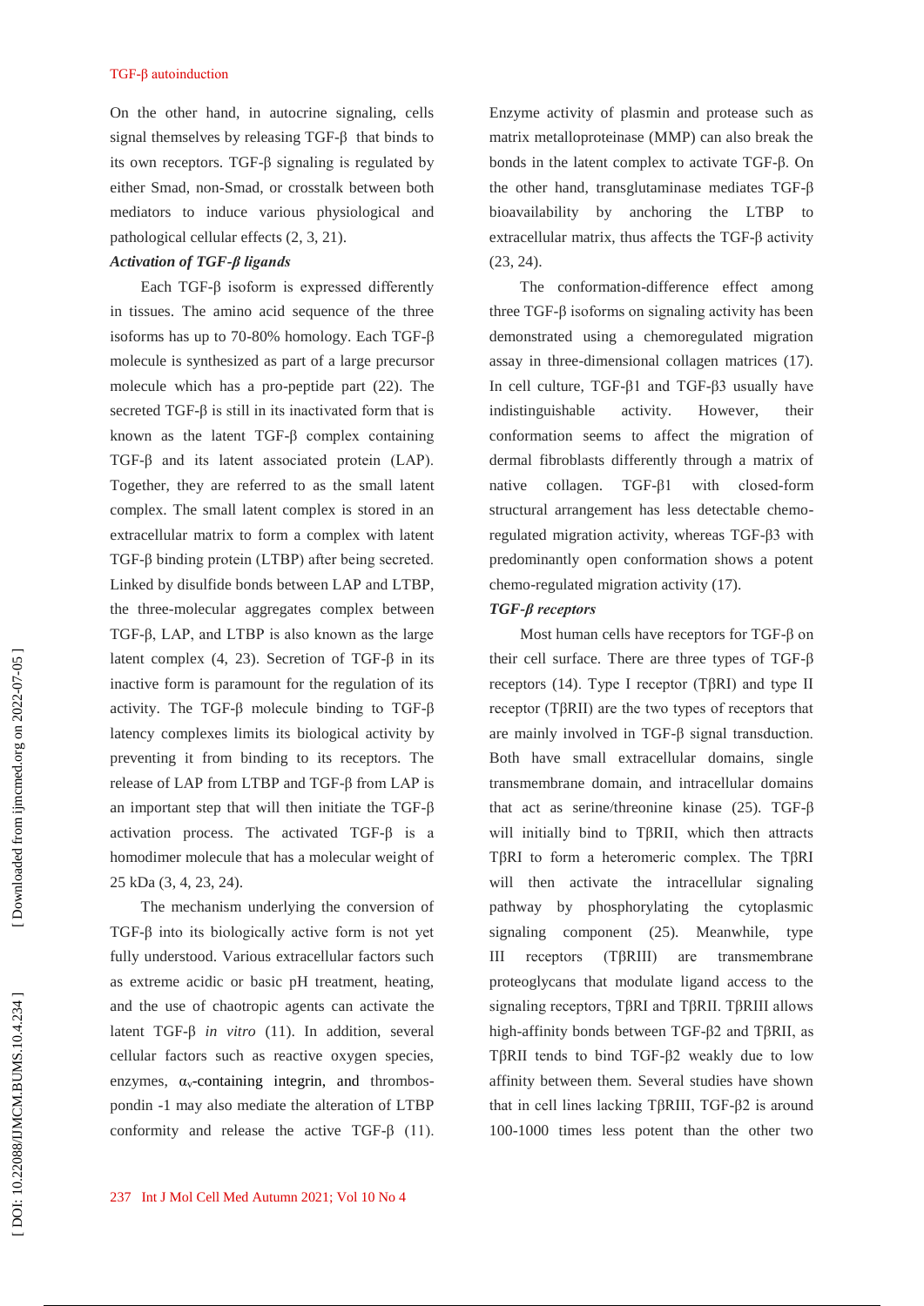On the other hand, in autocrine signaling, cells signal themselves by releasing TGF-β that binds to its own receptors. TGF-β signaling is regulated by either Smad, non-Smad, or crosstalk between both mediators to induce various physiological and pathological cellular effects (2, 3, 21).

***Activation of TGF-β ligands***

Each TGF-β isoform is expressed differently in tissues. The amino acid sequence of the three isoforms has up to 70-80% homology. Each TGF-β molecule is synthesized as part of a large precursor molecule which has a pro-peptide part (22). The secreted TGF-β is still in its inactivated form that is known as the latent TGF-β complex containing TGF-β and its latent associated protein (LAP). Together, they are referred to as the small latent complex. The small latent complex is stored in an extracellular matrix to form a complex with latent TGF-β binding protein (LTBP) after being secreted. Linked by disulfide bonds between LAP and LTBP, the three-molecular aggregates complex between TGF-β, LAP, and LTBP is also known as the large latent complex (4, 23). Secretion of TGF-β in its inactive form is paramount for the regulation of its activity. The TGF-β molecule binding to TGF-β latency complexes limits its biological activity by preventing it from binding to its receptors. The release of LAP from LTBP and TGF-β from LAP is an important step that will then initiate the TGF-β activation process. The activated TGF-β is a homodimer molecule that has a molecular weight of 25 kDa (3, 4, 23, 24).

The mechanism underlying the conversion of TGF-β into its biologically active form is not yet fully understood. Various extracellular factors such as extreme acidic or basic pH treatment, heating, and the use of chaotropic agents can activate the latent TGF-β *in vitro* (11). In addition, several cellular factors such as reactive oxygen species, enzymes, $\alpha_v$-containing integrin, and thrombospondin -1 may also mediate the alteration of LTBP conformity and release the active TGF-β (11). Enzyme activity of plasmin and protease such as matrix metalloproteinase (MMP) can also break the bonds in the latent complex to activate TGF-β. On the other hand, transglutaminase mediates TGF-β bioavailability by anchoring the LTBP to extracellular matrix, thus affects the TGF-β activity (23, 24).

The conformation-difference effect among three TGF-β isoforms on signaling activity has been demonstrated using a chemoregulated migration assay in three-dimensional collagen matrices (17). In cell culture, TGF-β1 and TGF-β3 usually have indistinguishable activity. However, their conformation seems to affect the migration of dermal fibroblasts differently through a matrix of native collagen. TGF-β1 with closed-form structural arrangement has less detectable chemo-regulated migration activity, whereas TGF-β3 with predominantly open conformation shows a potent chemo-regulated migration activity (17).

***TGF-β receptors***

Most human cells have receptors for TGF-β on their cell surface. There are three types of TGF-β receptors (14). Type I receptor (TβRI) and type II receptor (TβRII) are the two types of receptors that are mainly involved in TGF-β signal transduction. Both have small extracellular domains, single transmembrane domain, and intracellular domains that act as serine/threonine kinase (25). TGF-β will initially bind to TβRII, which then attracts TβRI to form a heteromeric complex. The TβRI will then activate the intracellular signaling pathway by phosphorylating the cytoplasmic signaling component (25). Meanwhile, type III receptors (TβRIII) are transmembrane proteoglycans that modulate ligand access to the signaling receptors, TβRI and TβRII. TβRIII allows high-affinity bonds between TGF-β2 and TβRII, as TβRII tends to bind TGF-β2 weakly due to low affinity between them. Several studies have shown that in cell lines lacking TβRIII, TGF-β2 is around 100-1000 times less potent than the other two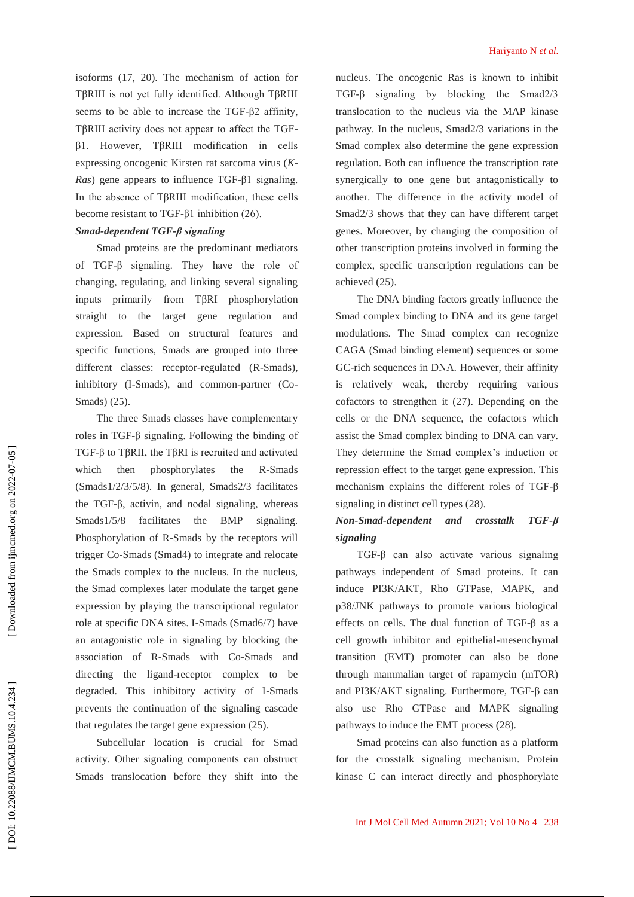isoforms (17, 20). The mechanism of action for TβRIII is not yet fully identified. Although TβRIII seems to be able to increase the TGF-β2 affinity, TβRIII activity does not appear to affect the TGF-β1. However, TβRIII modification in cells expressing oncogenic Kirsten rat sarcoma virus (*K-Ras*) gene appears to influence TGF-β1 signaling. In the absence of TβRIII modification, these cells become resistant to TGF-β1 inhibition (26).

***Smad-dependent TGF-β signaling***

Smad proteins are the predominant mediators of TGF-β signaling. They have the role of changing, regulating, and linking several signaling inputs primarily from TβRI phosphorylation straight to the target gene regulation and expression. Based on structural features and specific functions, Smads are grouped into three different classes: receptor-regulated (R-Smads), inhibitory (I-Smads), and common-partner (Co-Smads) (25).

The three Smads classes have complementary roles in TGF-β signaling. Following the binding of TGF-β to TβRII, the TβRI is recruited and activated which then phosphorylates the R-Smads (Smads1/2/3/5/8). In general, Smads2/3 facilitates the TGF-β, activin, and nodal signaling, whereas Smads1/5/8 facilitates the BMP signaling. Phosphorylation of R-Smads by the receptors will trigger Co-Smads (Smad4) to integrate and relocate the Smads complex to the nucleus. In the nucleus, the Smad complexes later modulate the target gene expression by playing the transcriptional regulator role at specific DNA sites. I-Smads (Smad6/7) have an antagonistic role in signaling by blocking the association of R-Smads with Co-Smads and directing the ligand-receptor complex to be degraded. This inhibitory activity of I-Smads prevents the continuation of the signaling cascade that regulates the target gene expression (25).

Subcellular location is crucial for Smad activity. Other signaling components can obstruct Smads translocation before they shift into the nucleus. The oncogenic Ras is known to inhibit TGF-β signaling by blocking the Smad2/3 translocation to the nucleus via the MAP kinase pathway. In the nucleus, Smad2/3 variations in the Smad complex also determine the gene expression regulation. Both can influence the transcription rate synergically to one gene but antagonistically to another. The difference in the activity model of Smad2/3 shows that they can have different target genes. Moreover, by changing the composition of other transcription proteins involved in forming the complex, specific transcription regulations can be achieved (25).

The DNA binding factors greatly influence the Smad complex binding to DNA and its gene target modulations. The Smad complex can recognize CAGA (Smad binding element) sequences or some GC-rich sequences in DNA. However, their affinity is relatively weak, thereby requiring various cofactors to strengthen it (27). Depending on the cells or the DNA sequence, the cofactors which assist the Smad complex binding to DNA can vary. They determine the Smad complex's induction or repression effect to the target gene expression. This mechanism explains the different roles of TGF-β signaling in distinct cell types (28).

***Non-Smad-dependent and crosstalk TGF-β signaling***

TGF-β can also activate various signaling pathways independent of Smad proteins. It can induce PI3K/AKT, Rho GTPase, MAPK, and p38/JNK pathways to promote various biological effects on cells. The dual function of TGF-β as a cell growth inhibitor and epithelial-mesenchymal transition (EMT) promoter can also be done through mammalian target of rapamycin (mTOR) and PI3K/AKT signaling. Furthermore, TGF-β can also use Rho GTPase and MAPK signaling pathways to induce the EMT process (28).

Smad proteins can also function as a platform for the crosstalk signaling mechanism. Protein kinase C can interact directly and phosphorylate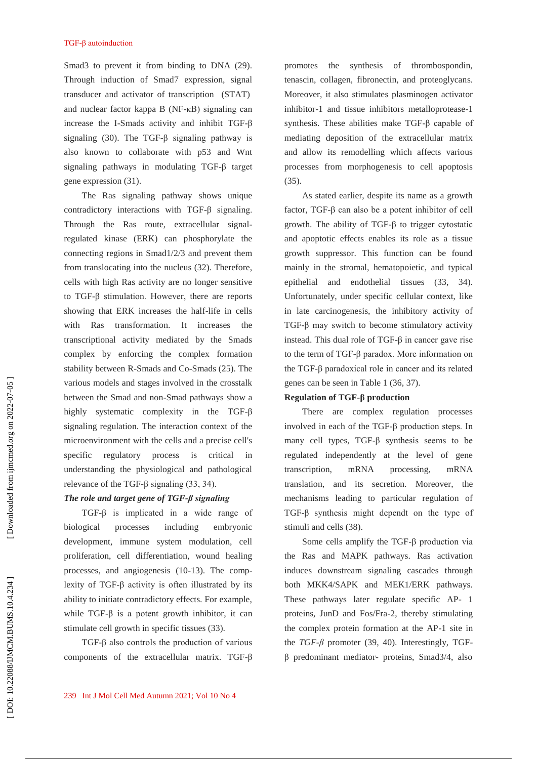Smad3 to prevent it from binding to DNA (29). Through induction of Smad7 expression, signal transducer and activator of transcription (STAT) and nuclear factor kappa B (NF-κB) signaling can increase the I-Smads activity and inhibit TGF-β signaling (30). The TGF-β signaling pathway is also known to collaborate with p53 and Wnt signaling pathways in modulating TGF-β target gene expression (31).

The Ras signaling pathway shows unique contradictory interactions with TGF-β signaling. Through the Ras route, extracellular signal-regulated kinase (ERK) can phosphorylate the connecting regions in Smad1/2/3 and prevent them from translocating into the nucleus (32). Therefore, cells with high Ras activity are no longer sensitive to TGF-β stimulation. However, there are reports showing that ERK increases the half-life in cells with Ras transformation. It increases the transcriptional activity mediated by the Smads complex by enforcing the complex formation stability between R-Smads and Co-Smads (25). The various models and stages involved in the crosstalk between the Smad and non-Smad pathways show a highly systematic complexity in the TGF-β signaling regulation. The interaction context of the microenvironment with the cells and a precise cell's specific regulatory process is critical in understanding the physiological and pathological relevance of the TGF-β signaling (33, 34).

### *The role and target gene of TGF-β signaling*

TGF-β is implicated in a wide range of biological processes including embryonic development, immune system modulation, cell proliferation, cell differentiation, wound healing processes, and angiogenesis (10-13). The complexity of TGF-β activity is often illustrated by its ability to initiate contradictory effects. For example, while TGF-β is a potent growth inhibitor, it can stimulate cell growth in specific tissues (33).

TGF-β also controls the production of various components of the extracellular matrix. TGF-β promotes the synthesis of thrombospondin, tenascin, collagen, fibronectin, and proteoglycans. Moreover, it also stimulates plasminogen activator inhibitor-1 and tissue inhibitors metalloprotease-1 synthesis. These abilities make TGF-β capable of mediating deposition of the extracellular matrix and allow its remodelling which affects various processes from morphogenesis to cell apoptosis (35).

As stated earlier, despite its name as a growth factor, TGF-β can also be a potent inhibitor of cell growth. The ability of TGF-β to trigger cytostatic and apoptotic effects enables its role as a tissue growth suppressor. This function can be found mainly in the stromal, hematopoietic, and typical epithelial and endothelial tissues (33, 34). Unfortunately, under specific cellular context, like in late carcinogenesis, the inhibitory activity of TGF-β may switch to become stimulatory activity instead. This dual role of TGF-β in cancer gave rise to the term of TGF-β paradox. More information on the TGF-β paradoxical role in cancer and its related genes can be seen in Table 1 (36, 37).

### **Regulation of TGF-β production**

There are complex regulation processes involved in each of the TGF-β production steps. In many cell types, TGF-β synthesis seems to be regulated independently at the level of gene transcription, mRNA processing, mRNA translation, and its secretion. Moreover, the mechanisms leading to particular regulation of TGF-β synthesis might dependt on the type of stimuli and cells (38).

Some cells amplify the TGF-β production via the Ras and MAPK pathways. Ras activation induces downstream signaling cascades through both MKK4/SAPK and MEK1/ERK pathways. These pathways later regulate specific AP- 1 proteins, JunD and Fos/Fra-2, thereby stimulating the complex protein formation at the AP-1 site in the *TGF-β* promoter (39, 40). Interestingly, TGF-β predominant mediator- proteins, Smad3/4, also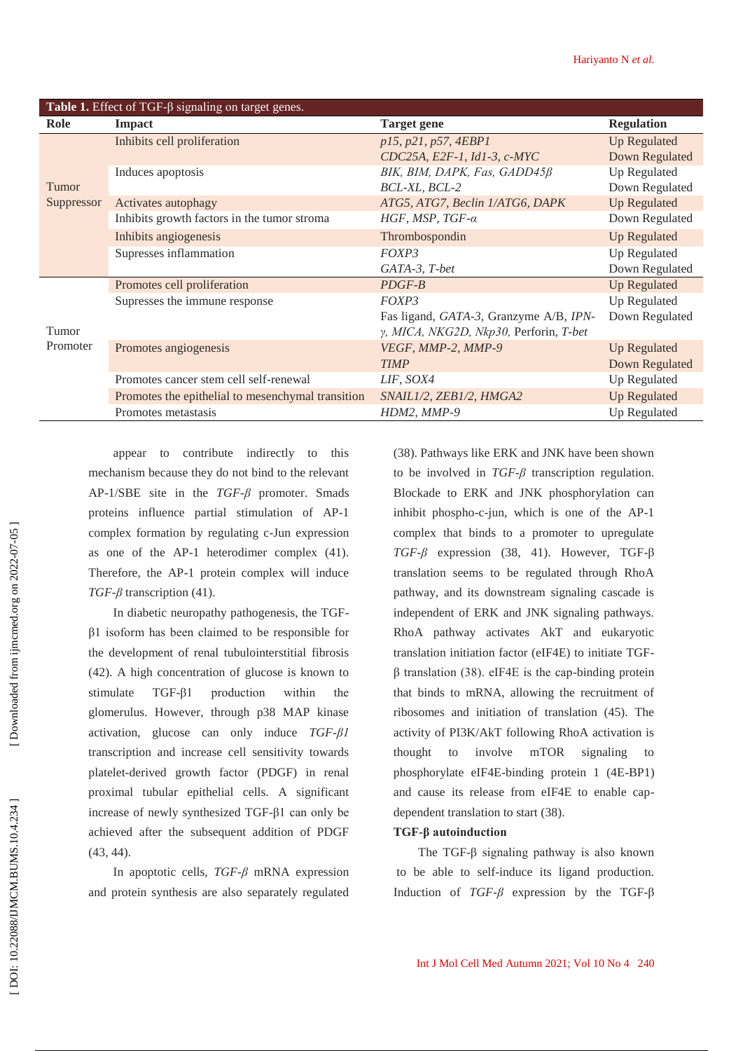**Table 1.** Effect of TGF-β signaling on target genes.

| Role | Impact | Target gene | Regulation |
|---|---|---|---|
| Tumor Suppressor | Inhibits cell proliferation | *p15, p21, p57, 4EBP1* | Up Regulated |
| | | *CDC25A, E2F-1, Id1-3, c-MYC* | Down Regulated |
| | Induces apoptosis | *BIK, BIM, DAPK, Fas, GADD45β* | Up Regulated |
| | | *BCL-XL, BCL-2* | Down Regulated |
| | Activates autophagy | *ATG5, ATG7, Beclin 1/ATG6, DAPK* | Up Regulated |
| | Inhibits growth factors in the tumor stroma | *HGF, MSP, TGF-α* | Down Regulated |
| | Inhibits angiogenesis | Thrombospondin | Up Regulated |
| | Supresses inflammation | *FOXP3* | Up Regulated |
| | | *GATA-3, T-bet* | Down Regulated |
| Tumor Promoter | Promotes cell proliferation | *PDGF-B* | Up Regulated |
| | Supresses the immune response | *FOXP3* | Up Regulated |
| | | Fas ligand, *GATA-3*, Granzyme A/B, *IPN-γ, MICA, NKG2D, Nkp30,* Perforin, *T-bet* | Down Regulated |
| | Promotes angiogenesis | *VEGF, MMP-2, MMP-9* | Up Regulated |
| | | *TIMP* | Down Regulated |
| | Promotes cancer stem cell self-renewal | *LIF, SOX4* | Up Regulated |
| | Promotes the epithelial to mesenchymal transition | *SNAIL1/2, ZEB1/2, HMGA2* | Up Regulated |
| | Promotes metastasis | *HDM2, MMP-9* | Up Regulated |

appear to contribute indirectly to this mechanism because they do not bind to the relevant AP-1/SBE site in the *TGF-β* promoter. Smads proteins influence partial stimulation of AP-1 complex formation by regulating c-Jun expression as one of the AP-1 heterodimer complex (41). Therefore, the AP-1 protein complex will induce *TGF-β* transcription (41).

In diabetic neuropathy pathogenesis, the TGF-β1 isoform has been claimed to be responsible for the development of renal tubulointerstitial fibrosis (42). A high concentration of glucose is known to stimulate TGF-β1 production within the glomerulus. However, through p38 MAP kinase activation, glucose can only induce *TGF-β1* transcription and increase cell sensitivity towards platelet-derived growth factor (PDGF) in renal proximal tubular epithelial cells. A significant increase of newly synthesized TGF-β1 can only be achieved after the subsequent addition of PDGF (43, 44).

In apoptotic cells, *TGF-β* mRNA expression and protein synthesis are also separately regulated (38). Pathways like ERK and JNK have been shown to be involved in *TGF-β* transcription regulation. Blockade to ERK and JNK phosphorylation can inhibit phospho-c-jun, which is one of the AP-1 complex that binds to a promoter to upregulate *TGF-β* expression (38, 41). However, TGF-β translation seems to be regulated through RhoA pathway, and its downstream signaling cascade is independent of ERK and JNK signaling pathways. RhoA pathway activates AkT and eukaryotic translation initiation factor (eIF4E) to initiate TGF-β translation (38). eIF4E is the cap-binding protein that binds to mRNA, allowing the recruitment of ribosomes and initiation of translation (45). The activity of PI3K/AkT following RhoA activation is thought to involve mTOR signaling to phosphorylate eIF4E-binding protein 1 (4E-BP1) and cause its release from eIF4E to enable cap-dependent translation to start (38).

**TGF-β autoinduction**

The TGF-β signaling pathway is also known to be able to self-induce its ligand production. Induction of *TGF-β* expression by the TGF-β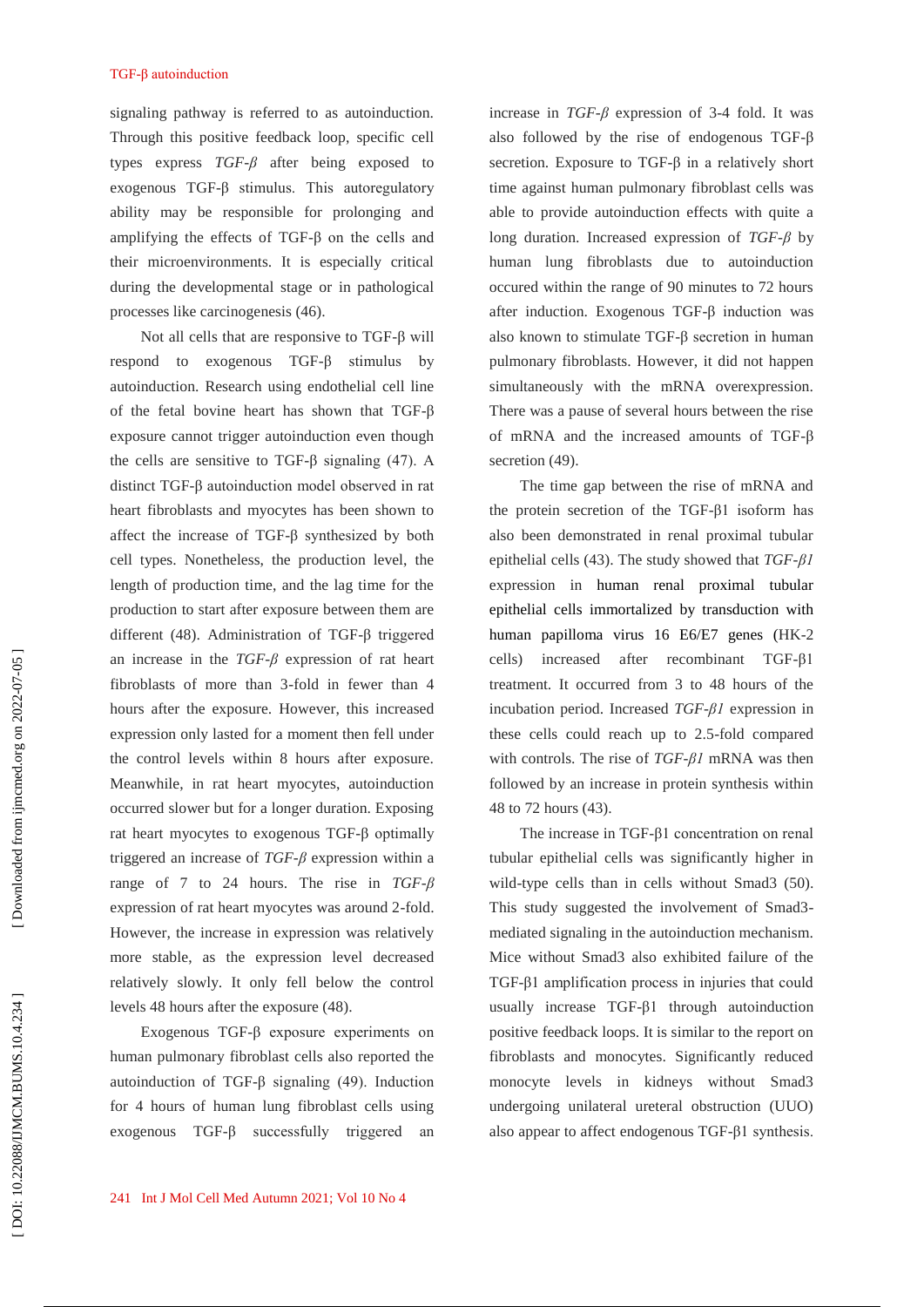signaling pathway is referred to as autoinduction. Through this positive feedback loop, specific cell types express *TGF-β* after being exposed to exogenous TGF-β stimulus. This autoregulatory ability may be responsible for prolonging and amplifying the effects of TGF-β on the cells and their microenvironments. It is especially critical during the developmental stage or in pathological processes like carcinogenesis (46).

Not all cells that are responsive to TGF-β will respond to exogenous TGF-β stimulus by autoinduction. Research using endothelial cell line of the fetal bovine heart has shown that TGF-β exposure cannot trigger autoinduction even though the cells are sensitive to TGF-β signaling (47). A distinct TGF-β autoinduction model observed in rat heart fibroblasts and myocytes has been shown to affect the increase of TGF-β synthesized by both cell types. Nonetheless, the production level, the length of production time, and the lag time for the production to start after exposure between them are different (48). Administration of TGF-β triggered an increase in the *TGF-β* expression of rat heart fibroblasts of more than 3-fold in fewer than 4 hours after the exposure. However, this increased expression only lasted for a moment then fell under the control levels within 8 hours after exposure. Meanwhile, in rat heart myocytes, autoinduction occurred slower but for a longer duration. Exposing rat heart myocytes to exogenous TGF-β optimally triggered an increase of *TGF-β* expression within a range of 7 to 24 hours. The rise in *TGF-β* expression of rat heart myocytes was around 2-fold. However, the increase in expression was relatively more stable, as the expression level decreased relatively slowly. It only fell below the control levels 48 hours after the exposure (48).

Exogenous TGF-β exposure experiments on human pulmonary fibroblast cells also reported the autoinduction of TGF-β signaling (49). Induction for 4 hours of human lung fibroblast cells using exogenous TGF-β successfully triggered an increase in *TGF-β* expression of 3-4 fold. It was also followed by the rise of endogenous TGF-β secretion. Exposure to TGF-β in a relatively short time against human pulmonary fibroblast cells was able to provide autoinduction effects with quite a long duration. Increased expression of *TGF-β* by human lung fibroblasts due to autoinduction occured within the range of 90 minutes to 72 hours after induction. Exogenous TGF-β induction was also known to stimulate TGF-β secretion in human pulmonary fibroblasts. However, it did not happen simultaneously with the mRNA overexpression. There was a pause of several hours between the rise of mRNA and the increased amounts of TGF-β secretion (49).

The time gap between the rise of mRNA and the protein secretion of the TGF-β1 isoform has also been demonstrated in renal proximal tubular epithelial cells (43). The study showed that *TGF-β1* expression in human renal proximal tubular epithelial cells immortalized by transduction with human papilloma virus 16 E6/E7 genes (HK-2 cells) increased after recombinant TGF-β1 treatment. It occurred from 3 to 48 hours of the incubation period. Increased *TGF-β1* expression in these cells could reach up to 2.5-fold compared with controls. The rise of *TGF-β1* mRNA was then followed by an increase in protein synthesis within 48 to 72 hours (43).

The increase in TGF-β1 concentration on renal tubular epithelial cells was significantly higher in wild-type cells than in cells without Smad3 (50). This study suggested the involvement of Smad3-mediated signaling in the autoinduction mechanism. Mice without Smad3 also exhibited failure of the TGF-β1 amplification process in injuries that could usually increase TGF-β1 through autoinduction positive feedback loops. It is similar to the report on fibroblasts and monocytes. Significantly reduced monocyte levels in kidneys without Smad3 undergoing unilateral ureteral obstruction (UUO) also appear to affect endogenous TGF-β1 synthesis.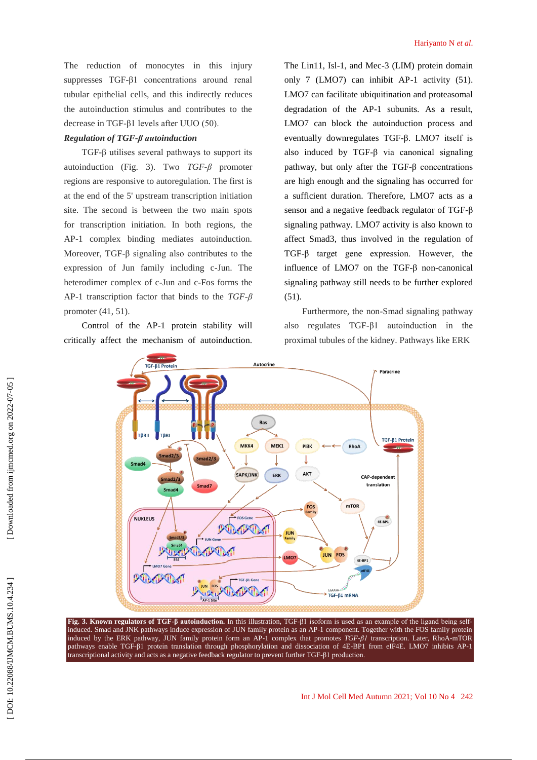The reduction of monocytes in this injury suppresses TGF-β1 concentrations around renal tubular epithelial cells, and this indirectly reduces the autoinduction stimulus and contributes to the decrease in TGF-β1 levels after UUO (50).

***Regulation of TGF-β autoinduction***

TGF-β utilises several pathways to support its autoinduction (Fig. 3). Two *TGF-β* promoter regions are responsive to autoregulation. The first is at the end of the 5' upstream transcription initiation site. The second is between the two main spots for transcription initiation. In both regions, the AP-1 complex binding mediates autoinduction. Moreover, TGF-β signaling also contributes to the expression of Jun family including c-Jun. The heterodimer complex of c-Jun and c-Fos forms the AP-1 transcription factor that binds to the *TGF-β* promoter (41, 51).

Control of the AP-1 protein stability will critically affect the mechanism of autoinduction. The Lin11, Isl-1, and Mec-3 (LIM) protein domain only 7 (LMO7) can inhibit AP-1 activity (51). LMO7 can facilitate ubiquitination and proteasomal degradation of the AP-1 subunits. As a result, LMO7 can block the autoinduction process and eventually downregulates TGF-β. LMO7 itself is also induced by TGF-β via canonical signaling pathway, but only after the TGF-β concentrations are high enough and the signaling has occurred for a sufficient duration. Therefore, LMO7 acts as a sensor and a negative feedback regulator of TGF-β signaling pathway. LMO7 activity is also known to affect Smad3, thus involved in the regulation of TGF-β target gene expression. However, the influence of LMO7 on the TGF-β non-canonical signaling pathway still needs to be further explored (51).

Furthermore, the non-Smad signaling pathway also regulates TGF-β1 autoinduction in the proximal tubules of the kidney. Pathways like ERK

**Fig. 3. Known regulators of TGF-β autoinduction.** In this illustration, TGF-β1 isoform is used as an example of the ligand being self-induced. Smad and JNK pathways induce expression of JUN family protein as an AP-1 component. Together with the FOS family protein induced by the ERK pathway, JUN family protein form an AP-1 complex that promotes *TGF-β1* transcription. Later, RhoA-mTOR pathways enable TGF-β1 protein translation through phosphorylation and dissociation of 4E-BP1 from eIF4E. LMO7 inhibits AP-1 transcriptional activity and acts as a negative feedback regulator to prevent further TGF-β1 production.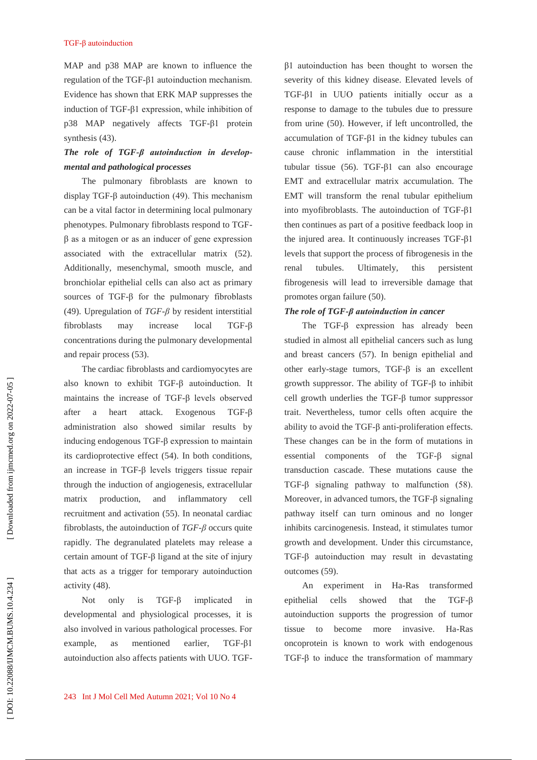MAP and p38 MAP are known to influence the regulation of the TGF-β1 autoinduction mechanism. Evidence has shown that ERK MAP suppresses the induction of TGF-β1 expression, while inhibition of p38 MAP negatively affects TGF-β1 protein synthesis (43).

### *The role of TGF-β autoinduction in developmental and pathological processes*

The pulmonary fibroblasts are known to display TGF-β autoinduction (49). This mechanism can be a vital factor in determining local pulmonary phenotypes. Pulmonary fibroblasts respond to TGF-β as a mitogen or as an inducer of gene expression associated with the extracellular matrix (52). Additionally, mesenchymal, smooth muscle, and bronchiolar epithelial cells can also act as primary sources of TGF-β for the pulmonary fibroblasts (49). Upregulation of *TGF-β* by resident interstitial fibroblasts may increase local TGF-β concentrations during the pulmonary developmental and repair process (53).

The cardiac fibroblasts and cardiomyocytes are also known to exhibit TGF-β autoinduction. It maintains the increase of TGF-β levels observed after a heart attack. Exogenous TGF-β administration also showed similar results by inducing endogenous TGF-β expression to maintain its cardioprotective effect (54). In both conditions, an increase in TGF-β levels triggers tissue repair through the induction of angiogenesis, extracellular matrix production, and inflammatory cell recruitment and activation (55). In neonatal cardiac fibroblasts, the autoinduction of *TGF-β* occurs quite rapidly. The degranulated platelets may release a certain amount of TGF-β ligand at the site of injury that acts as a trigger for temporary autoinduction activity (48).

Not only is TGF-β implicated in developmental and physiological processes, it is also involved in various pathological processes. For example, as mentioned earlier, TGF-β1 autoinduction also affects patients with UUO. TGF-β1 autoinduction has been thought to worsen the severity of this kidney disease. Elevated levels of TGF-β1 in UUO patients initially occur as a response to damage to the tubules due to pressure from urine (50). However, if left uncontrolled, the accumulation of TGF-β1 in the kidney tubules can cause chronic inflammation in the interstitial tubular tissue (56). TGF-β1 can also encourage EMT and extracellular matrix accumulation. The EMT will transform the renal tubular epithelium into myofibroblasts. The autoinduction of TGF-β1 then continues as part of a positive feedback loop in the injured area. It continuously increases TGF-β1 levels that support the process of fibrogenesis in the renal tubules. Ultimately, this persistent fibrogenesis will lead to irreversible damage that promotes organ failure (50).

### *The role of TGF-β autoinduction in cancer*

The TGF-β expression has already been studied in almost all epithelial cancers such as lung and breast cancers (57). In benign epithelial and other early-stage tumors, TGF-β is an excellent growth suppressor. The ability of TGF-β to inhibit cell growth underlies the TGF-β tumor suppressor trait. Nevertheless, tumor cells often acquire the ability to avoid the TGF-β anti-proliferation effects. These changes can be in the form of mutations in essential components of the TGF-β signal transduction cascade. These mutations cause the TGF-β signaling pathway to malfunction (58). Moreover, in advanced tumors, the TGF-β signaling pathway itself can turn ominous and no longer inhibits carcinogenesis. Instead, it stimulates tumor growth and development. Under this circumstance, TGF-β autoinduction may result in devastating outcomes (59).

An experiment in Ha-Ras transformed epithelial cells showed that the TGF-β autoinduction supports the progression of tumor tissue to become more invasive. Ha-Ras oncoprotein is known to work with endogenous TGF-β to induce the transformation of mammary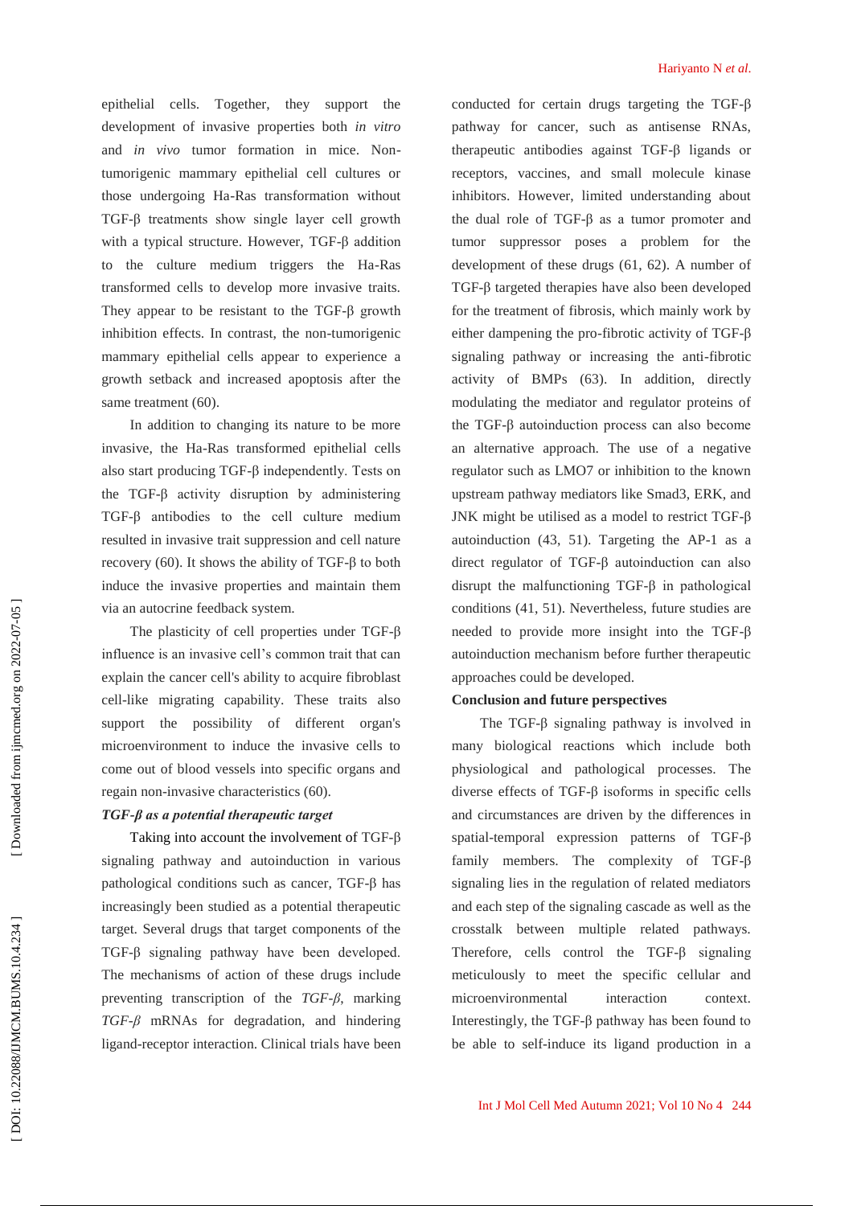epithelial cells. Together, they support the development of invasive properties both *in vitro* and *in vivo* tumor formation in mice. Non-tumorigenic mammary epithelial cell cultures or those undergoing Ha-Ras transformation without TGF-β treatments show single layer cell growth with a typical structure. However, TGF-β addition to the culture medium triggers the Ha-Ras transformed cells to develop more invasive traits. They appear to be resistant to the TGF-β growth inhibition effects. In contrast, the non-tumorigenic mammary epithelial cells appear to experience a growth setback and increased apoptosis after the same treatment (60).

In addition to changing its nature to be more invasive, the Ha-Ras transformed epithelial cells also start producing TGF-β independently. Tests on the TGF-β activity disruption by administering TGF-β antibodies to the cell culture medium resulted in invasive trait suppression and cell nature recovery (60). It shows the ability of TGF-β to both induce the invasive properties and maintain them via an autocrine feedback system.

The plasticity of cell properties under TGF-β influence is an invasive cell's common trait that can explain the cancer cell's ability to acquire fibroblast cell-like migrating capability. These traits also support the possibility of different organ's microenvironment to induce the invasive cells to come out of blood vessels into specific organs and regain non-invasive characteristics (60).

### *TGF-β as a potential therapeutic target*

Taking into account the involvement of TGF-β signaling pathway and autoinduction in various pathological conditions such as cancer, TGF-β has increasingly been studied as a potential therapeutic target. Several drugs that target components of the TGF-β signaling pathway have been developed. The mechanisms of action of these drugs include preventing transcription of the *TGF-β*, marking *TGF-β* mRNAs for degradation, and hindering ligand-receptor interaction. Clinical trials have been conducted for certain drugs targeting the TGF-β pathway for cancer, such as antisense RNAs, therapeutic antibodies against TGF-β ligands or receptors, vaccines, and small molecule kinase inhibitors. However, limited understanding about the dual role of TGF-β as a tumor promoter and tumor suppressor poses a problem for the development of these drugs (61, 62). A number of TGF-β targeted therapies have also been developed for the treatment of fibrosis, which mainly work by either dampening the pro-fibrotic activity of TGF-β signaling pathway or increasing the anti-fibrotic activity of BMPs (63). In addition, directly modulating the mediator and regulator proteins of the TGF-β autoinduction process can also become an alternative approach. The use of a negative regulator such as LMO7 or inhibition to the known upstream pathway mediators like Smad3, ERK, and JNK might be utilised as a model to restrict TGF-β autoinduction (43, 51). Targeting the AP-1 as a direct regulator of TGF-β autoinduction can also disrupt the malfunctioning TGF-β in pathological conditions (41, 51). Nevertheless, future studies are needed to provide more insight into the TGF-β autoinduction mechanism before further therapeutic approaches could be developed.

## Conclusion and future perspectives

The TGF-β signaling pathway is involved in many biological reactions which include both physiological and pathological processes. The diverse effects of TGF-β isoforms in specific cells and circumstances are driven by the differences in spatial-temporal expression patterns of TGF-β family members. The complexity of TGF-β signaling lies in the regulation of related mediators and each step of the signaling cascade as well as the crosstalk between multiple related pathways. Therefore, cells control the TGF-β signaling meticulously to meet the specific cellular and microenvironmental interaction context. Interestingly, the TGF-β pathway has been found to be able to self-induce its ligand production in a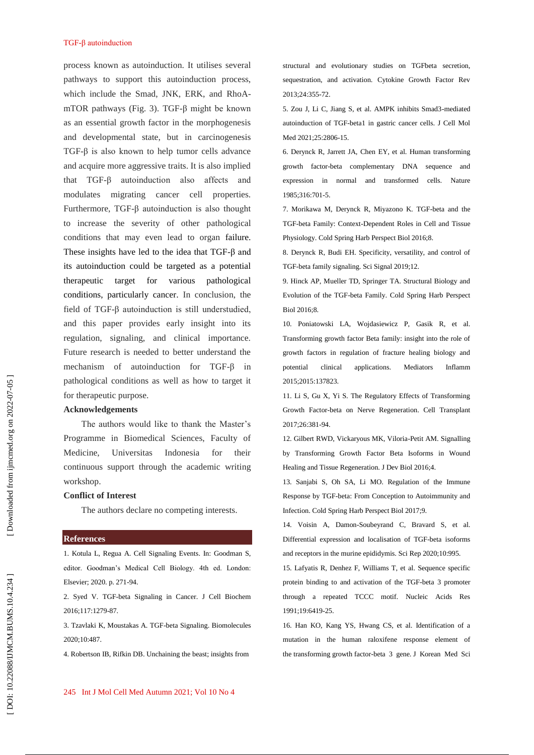process known as autoinduction. It utilises several pathways to support this autoinduction process, which include the Smad, JNK, ERK, and RhoA-mTOR pathways (Fig. 3). TGF-β might be known as an essential growth factor in the morphogenesis and developmental state, but in carcinogenesis TGF-β is also known to help tumor cells advance and acquire more aggressive traits. It is also implied that TGF-β autoinduction also affects and modulates migrating cancer cell properties. Furthermore, TGF-β autoinduction is also thought to increase the severity of other pathological conditions that may even lead to organ failure. These insights have led to the idea that TGF-β and its autoinduction could be targeted as a potential therapeutic target for various pathological conditions, particularly cancer. In conclusion, the field of TGF-β autoinduction is still understudied, and this paper provides early insight into its regulation, signaling, and clinical importance. Future research is needed to better understand the mechanism of autoinduction for TGF-β in pathological conditions as well as how to target it for therapeutic purpose.

**Acknowledgements**

The authors would like to thank the Master's Programme in Biomedical Sciences, Faculty of Medicine, Universitas Indonesia for their continuous support through the academic writing workshop.

**Conflict of Interest**

The authors declare no competing interests.

## References

1. Kotula L, Regua A. Cell Signaling Events. In: Goodman S, editor. Goodman's Medical Cell Biology. 4th ed. London: Elsevier; 2020. p. 271-94.

2. Syed V. TGF-beta Signaling in Cancer. J Cell Biochem 2016;117:1279-87.

3. Tzavlaki K, Moustakas A. TGF-beta Signaling. Biomolecules 2020;10:487.

4. Robertson IB, Rifkin DB. Unchaining the beast; insights from structural and evolutionary studies on TGFbeta secretion, sequestration, and activation. Cytokine Growth Factor Rev 2013;24:355-72.

5. Zou J, Li C, Jiang S, et al. AMPK inhibits Smad3-mediated autoinduction of TGF-beta1 in gastric cancer cells. J Cell Mol Med 2021;25:2806-15.

6. Derynck R, Jarrett JA, Chen EY, et al. Human transforming growth factor-beta complementary DNA sequence and expression in normal and transformed cells. Nature 1985;316:701-5.

7. Morikawa M, Derynck R, Miyazono K. TGF-beta and the TGF-beta Family: Context-Dependent Roles in Cell and Tissue Physiology. Cold Spring Harb Perspect Biol 2016;8.

8. Derynck R, Budi EH. Specificity, versatility, and control of TGF-beta family signaling. Sci Signal 2019;12.

9. Hinck AP, Mueller TD, Springer TA. Structural Biology and Evolution of the TGF-beta Family. Cold Spring Harb Perspect Biol 2016;8.

10. Poniatowski LA, Wojdasiewicz P, Gasik R, et al. Transforming growth factor Beta family: insight into the role of growth factors in regulation of fracture healing biology and potential clinical applications. Mediators Inflamm 2015;2015:137823.

11. Li S, Gu X, Yi S. The Regulatory Effects of Transforming Growth Factor-beta on Nerve Regeneration. Cell Transplant 2017;26:381-94.

12. Gilbert RWD, Vickaryous MK, Viloria-Petit AM. Signalling by Transforming Growth Factor Beta Isoforms in Wound Healing and Tissue Regeneration. J Dev Biol 2016;4.

13. Sanjabi S, Oh SA, Li MO. Regulation of the Immune Response by TGF-beta: From Conception to Autoimmunity and Infection. Cold Spring Harb Perspect Biol 2017;9.

14. Voisin A, Damon-Soubeyrand C, Bravard S, et al. Differential expression and localisation of TGF-beta isoforms and receptors in the murine epididymis. Sci Rep 2020;10:995.

15. Lafyatis R, Denhez F, Williams T, et al. Sequence specific protein binding to and activation of the TGF-beta 3 promoter through a repeated TCCC motif. Nucleic Acids Res 1991;19:6419-25.

16. Han KO, Kang YS, Hwang CS, et al. Identification of a mutation in the human raloxifene response element of the transforming growth factor-beta 3 gene. J Korean Med Sci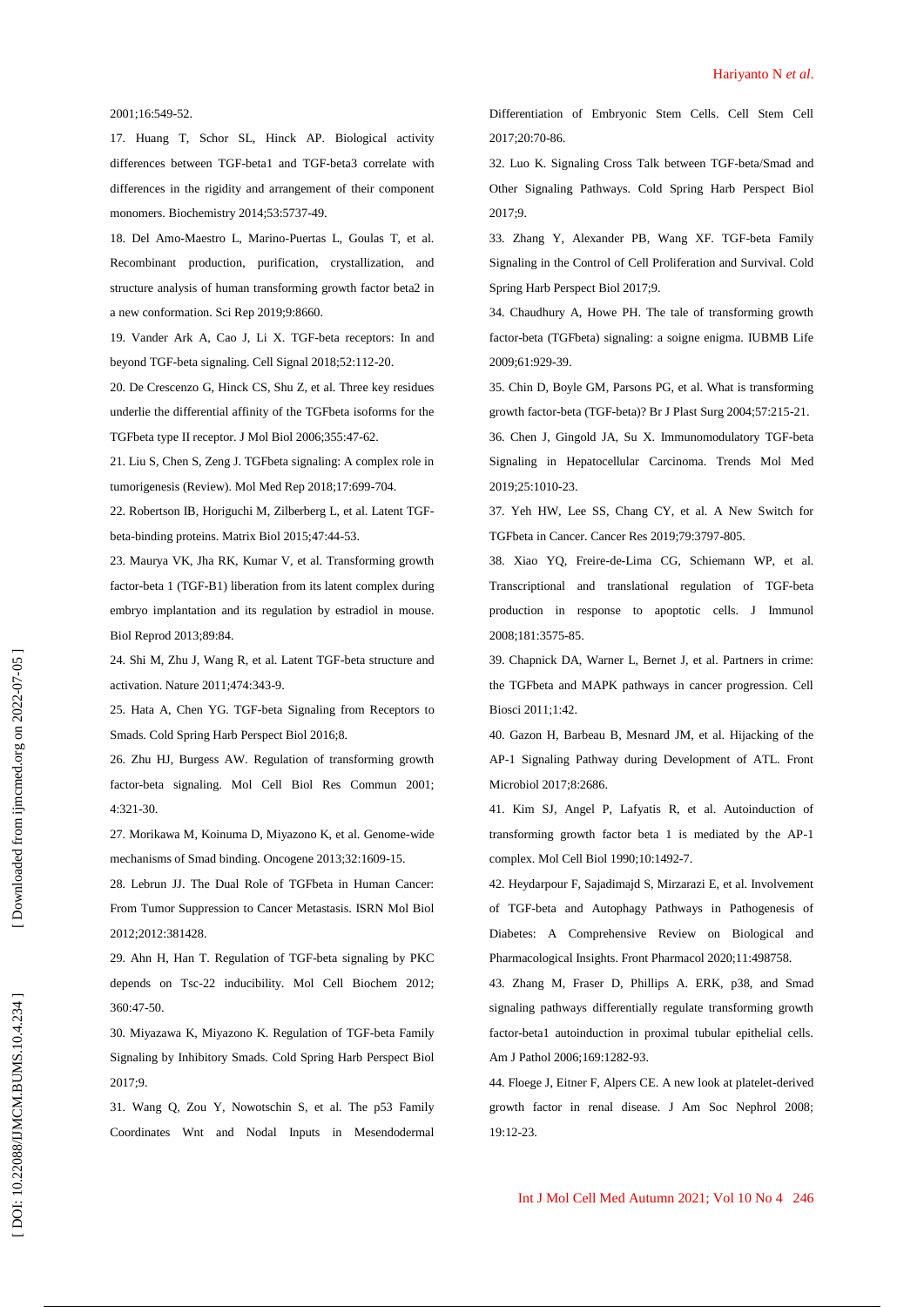2001;16:549-52.

17. Huang T, Schor SL, Hinck AP. Biological activity differences between TGF-beta1 and TGF-beta3 correlate with differences in the rigidity and arrangement of their component monomers. Biochemistry 2014;53:5737-49.

18. Del Amo-Maestro L, Marino-Puertas L, Goulas T, et al. Recombinant production, purification, crystallization, and structure analysis of human transforming growth factor beta2 in a new conformation. Sci Rep 2019;9:8660.

19. Vander Ark A, Cao J, Li X. TGF-beta receptors: In and beyond TGF-beta signaling. Cell Signal 2018;52:112-20.

20. De Crescenzo G, Hinck CS, Shu Z, et al. Three key residues underlie the differential affinity of the TGFbeta isoforms for the TGFbeta type II receptor. J Mol Biol 2006;355:47-62.

21. Liu S, Chen S, Zeng J. TGFbeta signaling: A complex role in tumorigenesis (Review). Mol Med Rep 2018;17:699-704.

22. Robertson IB, Horiguchi M, Zilberberg L, et al. Latent TGF-beta-binding proteins. Matrix Biol 2015;47:44-53.

23. Maurya VK, Jha RK, Kumar V, et al. Transforming growth factor-beta 1 (TGF-B1) liberation from its latent complex during embryo implantation and its regulation by estradiol in mouse. Biol Reprod 2013;89:84.

24. Shi M, Zhu J, Wang R, et al. Latent TGF-beta structure and activation. Nature 2011;474:343-9.

25. Hata A, Chen YG. TGF-beta Signaling from Receptors to Smads. Cold Spring Harb Perspect Biol 2016;8.

26. Zhu HJ, Burgess AW. Regulation of transforming growth factor-beta signaling. Mol Cell Biol Res Commun 2001; 4:321-30.

27. Morikawa M, Koinuma D, Miyazono K, et al. Genome-wide mechanisms of Smad binding. Oncogene 2013;32:1609-15.

28. Lebrun JJ. The Dual Role of TGFbeta in Human Cancer: From Tumor Suppression to Cancer Metastasis. ISRN Mol Biol 2012;2012:381428.

29. Ahn H, Han T. Regulation of TGF-beta signaling by PKC depends on Tsc-22 inducibility. Mol Cell Biochem 2012; 360:47-50.

30. Miyazawa K, Miyazono K. Regulation of TGF-beta Family Signaling by Inhibitory Smads. Cold Spring Harb Perspect Biol 2017;9.

31. Wang Q, Zou Y, Nowotschin S, et al. The p53 Family Coordinates Wnt and Nodal Inputs in Mesendodermal Differentiation of Embryonic Stem Cells. Cell Stem Cell 2017;20:70-86.

32. Luo K. Signaling Cross Talk between TGF-beta/Smad and Other Signaling Pathways. Cold Spring Harb Perspect Biol 2017;9.

33. Zhang Y, Alexander PB, Wang XF. TGF-beta Family Signaling in the Control of Cell Proliferation and Survival. Cold Spring Harb Perspect Biol 2017;9.

34. Chaudhury A, Howe PH. The tale of transforming growth factor-beta (TGFbeta) signaling: a soigne enigma. IUBMB Life 2009;61:929-39.

35. Chin D, Boyle GM, Parsons PG, et al. What is transforming growth factor-beta (TGF-beta)? Br J Plast Surg 2004;57:215-21.

36. Chen J, Gingold JA, Su X. Immunomodulatory TGF-beta Signaling in Hepatocellular Carcinoma. Trends Mol Med 2019;25:1010-23.

37. Yeh HW, Lee SS, Chang CY, et al. A New Switch for TGFbeta in Cancer. Cancer Res 2019;79:3797-805.

38. Xiao YQ, Freire-de-Lima CG, Schiemann WP, et al. Transcriptional and translational regulation of TGF-beta production in response to apoptotic cells. J Immunol 2008;181:3575-85.

39. Chapnick DA, Warner L, Bernet J, et al. Partners in crime: the TGFbeta and MAPK pathways in cancer progression. Cell Biosci 2011;1:42.

40. Gazon H, Barbeau B, Mesnard JM, et al. Hijacking of the AP-1 Signaling Pathway during Development of ATL. Front Microbiol 2017;8:2686.

41. Kim SJ, Angel P, Lafyatis R, et al. Autoinduction of transforming growth factor beta 1 is mediated by the AP-1 complex. Mol Cell Biol 1990;10:1492-7.

42. Heydarpour F, Sajadimajd S, Mirzarazi E, et al. Involvement of TGF-beta and Autophagy Pathways in Pathogenesis of Diabetes: A Comprehensive Review on Biological and Pharmacological Insights. Front Pharmacol 2020;11:498758.

43. Zhang M, Fraser D, Phillips A. ERK, p38, and Smad signaling pathways differentially regulate transforming growth factor-beta1 autoinduction in proximal tubular epithelial cells. Am J Pathol 2006;169:1282-93.

44. Floege J, Eitner F, Alpers CE. A new look at platelet-derived growth factor in renal disease. J Am Soc Nephrol 2008; 19:12-23.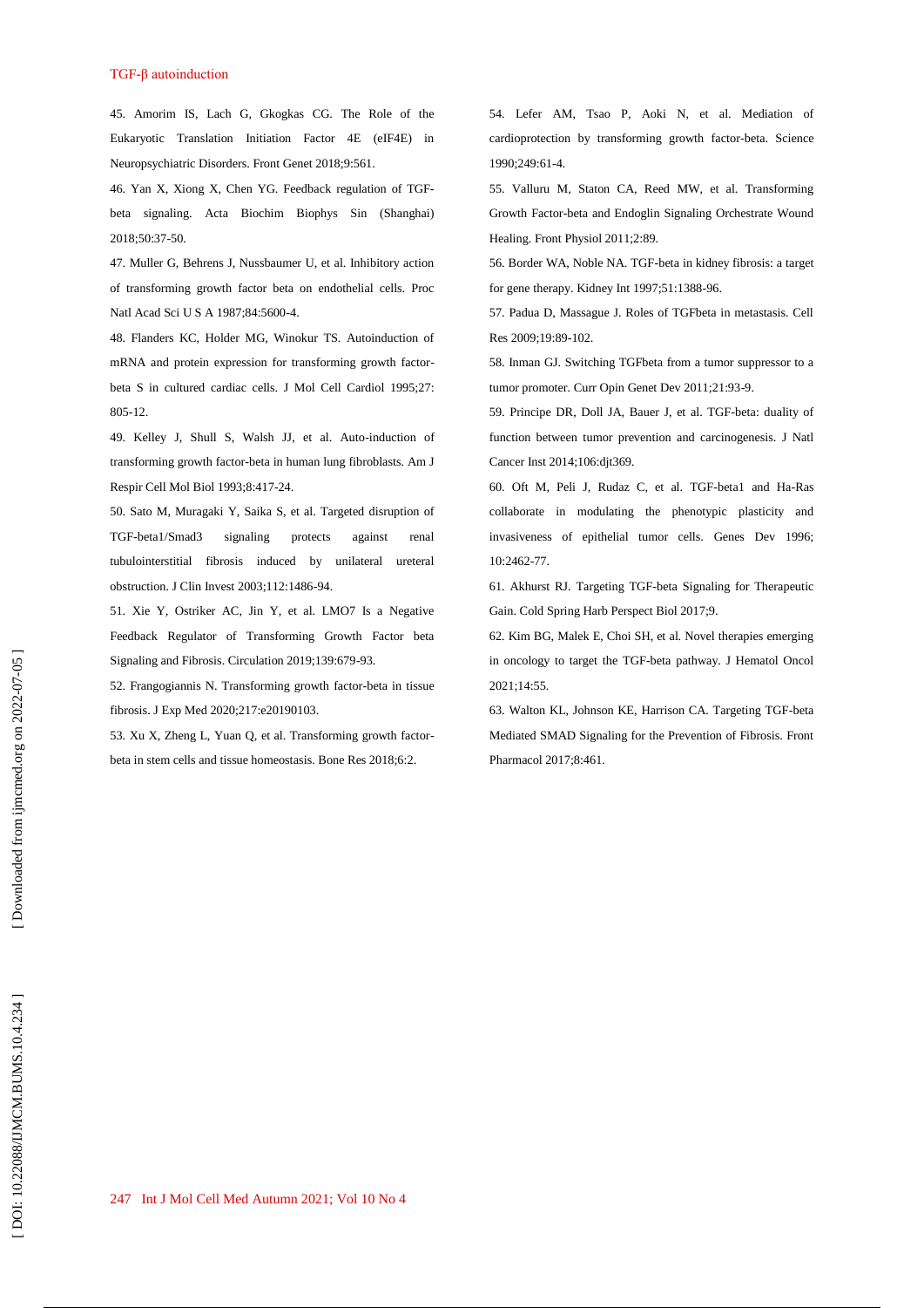45. Amorim IS, Lach G, Gkogkas CG. The Role of the Eukaryotic Translation Initiation Factor 4E (eIF4E) in Neuropsychiatric Disorders. Front Genet 2018;9:561.

46. Yan X, Xiong X, Chen YG. Feedback regulation of TGF-beta signaling. Acta Biochim Biophys Sin (Shanghai) 2018;50:37-50.

47. Muller G, Behrens J, Nussbaumer U, et al. Inhibitory action of transforming growth factor beta on endothelial cells. Proc Natl Acad Sci U S A 1987;84:5600-4.

48. Flanders KC, Holder MG, Winokur TS. Autoinduction of mRNA and protein expression for transforming growth factor-beta S in cultured cardiac cells. J Mol Cell Cardiol 1995;27: 805-12.

49. Kelley J, Shull S, Walsh JJ, et al. Auto-induction of transforming growth factor-beta in human lung fibroblasts. Am J Respir Cell Mol Biol 1993;8:417-24.

50. Sato M, Muragaki Y, Saika S, et al. Targeted disruption of TGF-beta1/Smad3 signaling protects against renal tubulointerstitial fibrosis induced by unilateral ureteral obstruction. J Clin Invest 2003;112:1486-94.

51. Xie Y, Ostriker AC, Jin Y, et al. LMO7 Is a Negative Feedback Regulator of Transforming Growth Factor beta Signaling and Fibrosis. Circulation 2019;139:679-93.

52. Frangogiannis N. Transforming growth factor-beta in tissue fibrosis. J Exp Med 2020;217:e20190103.

53. Xu X, Zheng L, Yuan Q, et al. Transforming growth factor-beta in stem cells and tissue homeostasis. Bone Res 2018;6:2.

54. Lefer AM, Tsao P, Aoki N, et al. Mediation of cardioprotection by transforming growth factor-beta. Science 1990;249:61-4.

55. Valluru M, Staton CA, Reed MW, et al. Transforming Growth Factor-beta and Endoglin Signaling Orchestrate Wound Healing. Front Physiol 2011;2:89.

56. Border WA, Noble NA. TGF-beta in kidney fibrosis: a target for gene therapy. Kidney Int 1997;51:1388-96.

57. Padua D, Massague J. Roles of TGFbeta in metastasis. Cell Res 2009;19:89-102.

58. Inman GJ. Switching TGFbeta from a tumor suppressor to a tumor promoter. Curr Opin Genet Dev 2011;21:93-9.

59. Principe DR, Doll JA, Bauer J, et al. TGF-beta: duality of function between tumor prevention and carcinogenesis. J Natl Cancer Inst 2014;106:djt369.

60. Oft M, Peli J, Rudaz C, et al. TGF-beta1 and Ha-Ras collaborate in modulating the phenotypic plasticity and invasiveness of epithelial tumor cells. Genes Dev 1996; 10:2462-77.

61. Akhurst RJ. Targeting TGF-beta Signaling for Therapeutic Gain. Cold Spring Harb Perspect Biol 2017;9.

62. Kim BG, Malek E, Choi SH, et al. Novel therapies emerging in oncology to target the TGF-beta pathway. J Hematol Oncol 2021;14:55.

63. Walton KL, Johnson KE, Harrison CA. Targeting TGF-beta Mediated SMAD Signaling for the Prevention of Fibrosis. Front Pharmacol 2017;8:461.